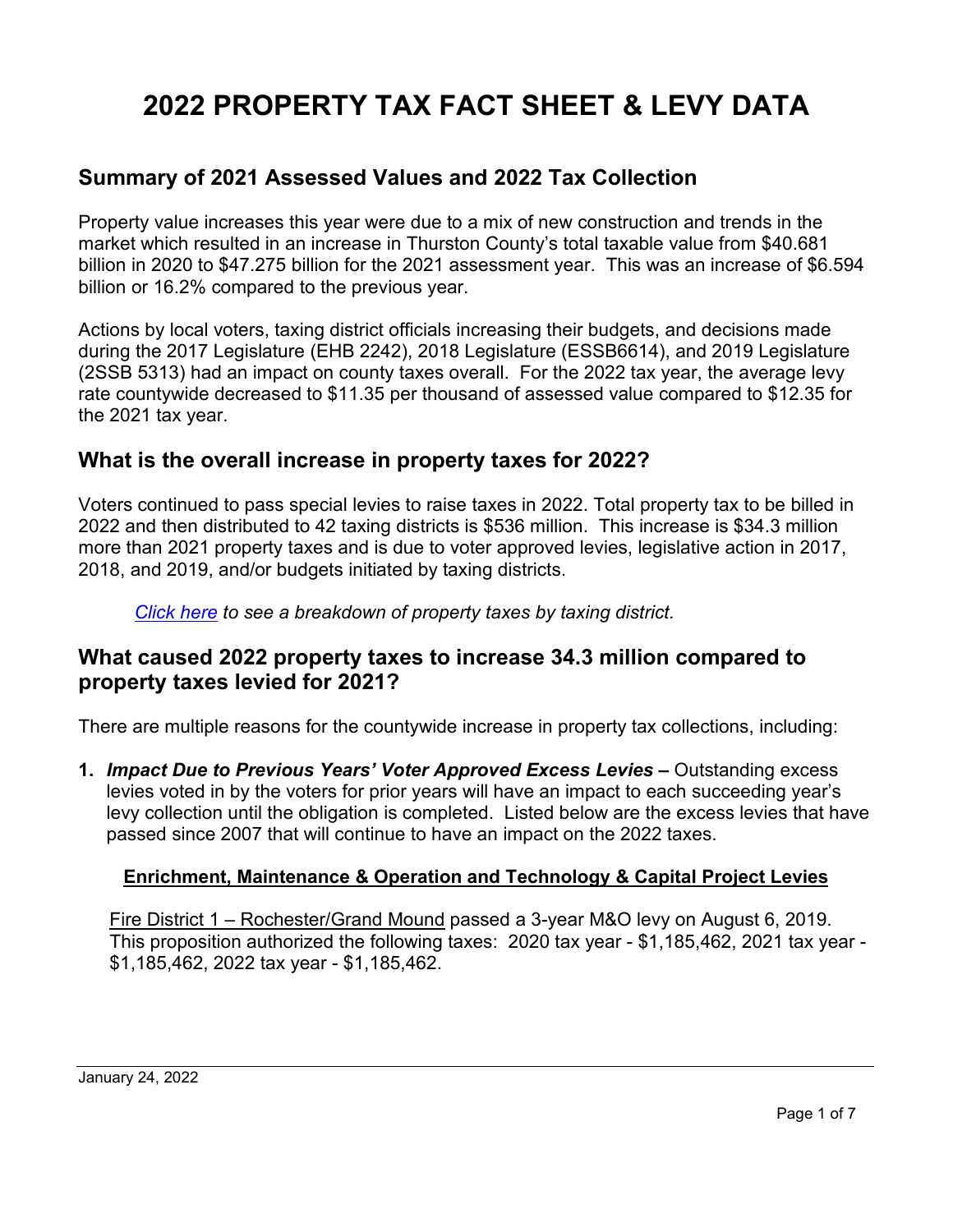# 2022 PROPERTY TAX FACT SHEET & LEVY DATA

## Summary of 2021 Assessed Values and 2022 Tax Collection

Property value increases this year were due to a mix of new construction and trends in the market which resulted in an increase in Thurston County's total taxable value from $40.681 billion in 2020 to $47.275 billion for the 2021 assessment year. This was an increase of $6.594 billion or 16.2% compared to the previous year.

Actions by local voters, taxing district officials increasing their budgets, and decisions made during the 2017 Legislature (EHB 2242), 2018 Legislature (ESSB6614), and 2019 Legislature (2SSB 5313) had an impact on county taxes overall. For the 2022 tax year, the average levy rate countywide decreased to $11.35 per thousand of assessed value compared to $12.35 for the 2021 tax year.

## What is the overall increase in property taxes for 2022?

Voters continued to pass special levies to raise taxes in 2022. Total property tax to be billed in 2022 and then distributed to 42 taxing districts is $536 million. This increase is $34.3 million more than 2021 property taxes and is due to voter approved levies, legislative action in 2017, 2018, and 2019, and/or budgets initiated by taxing districts.

*Click here to see a breakdown of property taxes by taxing district.*

## What caused 2022 property taxes to increase 34.3 million compared to property taxes levied for 2021?

There are multiple reasons for the countywide increase in property tax collections, including:

1. ***Impact Due to Previous Years' Voter Approved Excess Levies –*** Outstanding excess levies voted in by the voters for prior years will have an impact to each succeeding year's levy collection until the obligation is completed. Listed below are the excess levies that have passed since 2007 that will continue to have an impact on the 2022 taxes.

**Enrichment, Maintenance & Operation and Technology & Capital Project Levies**

Fire District 1 – Rochester/Grand Mound passed a 3-year M&O levy on August 6, 2019. This proposition authorized the following taxes: 2020 tax year - $1,185,462, 2021 tax year - $1,185,462, 2022 tax year - $1,185,462.

January 24, 2022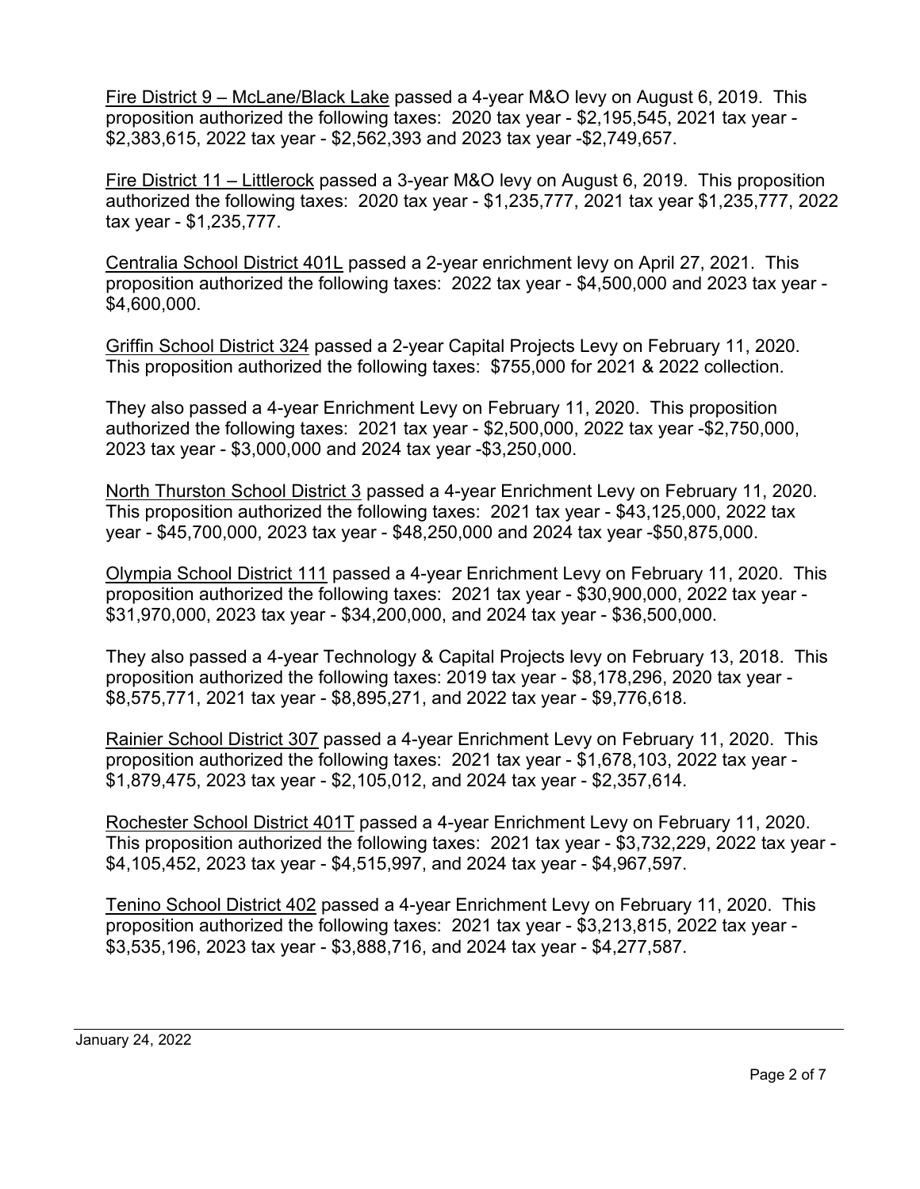Fire District 9 – McLane/Black Lake passed a 4-year M&O levy on August 6, 2019. This proposition authorized the following taxes: 2020 tax year - $2,195,545, 2021 tax year - $2,383,615, 2022 tax year - $2,562,393 and 2023 tax year -$2,749,657.

Fire District 11 – Littlerock passed a 3-year M&O levy on August 6, 2019. This proposition authorized the following taxes: 2020 tax year - $1,235,777, 2021 tax year $1,235,777, 2022 tax year - $1,235,777.

Centralia School District 401L passed a 2-year enrichment levy on April 27, 2021. This proposition authorized the following taxes: 2022 tax year - $4,500,000 and 2023 tax year - $4,600,000.

Griffin School District 324 passed a 2-year Capital Projects Levy on February 11, 2020. This proposition authorized the following taxes: $755,000 for 2021 & 2022 collection.

They also passed a 4-year Enrichment Levy on February 11, 2020. This proposition authorized the following taxes: 2021 tax year - $2,500,000, 2022 tax year -$2,750,000, 2023 tax year - $3,000,000 and 2024 tax year -$3,250,000.

North Thurston School District 3 passed a 4-year Enrichment Levy on February 11, 2020. This proposition authorized the following taxes: 2021 tax year - $43,125,000, 2022 tax year - $45,700,000, 2023 tax year - $48,250,000 and 2024 tax year -$50,875,000.

Olympia School District 111 passed a 4-year Enrichment Levy on February 11, 2020. This proposition authorized the following taxes: 2021 tax year - $30,900,000, 2022 tax year - $31,970,000, 2023 tax year - $34,200,000, and 2024 tax year - $36,500,000.

They also passed a 4-year Technology & Capital Projects levy on February 13, 2018. This proposition authorized the following taxes: 2019 tax year - $8,178,296, 2020 tax year - $8,575,771, 2021 tax year - $8,895,271, and 2022 tax year - $9,776,618.

Rainier School District 307 passed a 4-year Enrichment Levy on February 11, 2020. This proposition authorized the following taxes: 2021 tax year - $1,678,103, 2022 tax year - $1,879,475, 2023 tax year - $2,105,012, and 2024 tax year - $2,357,614.

Rochester School District 401T passed a 4-year Enrichment Levy on February 11, 2020. This proposition authorized the following taxes: 2021 tax year - $3,732,229, 2022 tax year - $4,105,452, 2023 tax year - $4,515,997, and 2024 tax year - $4,967,597.

Tenino School District 402 passed a 4-year Enrichment Levy on February 11, 2020. This proposition authorized the following taxes: 2021 tax year - $3,213,815, 2022 tax year - $3,535,196, 2023 tax year - $3,888,716, and 2024 tax year - $4,277,587.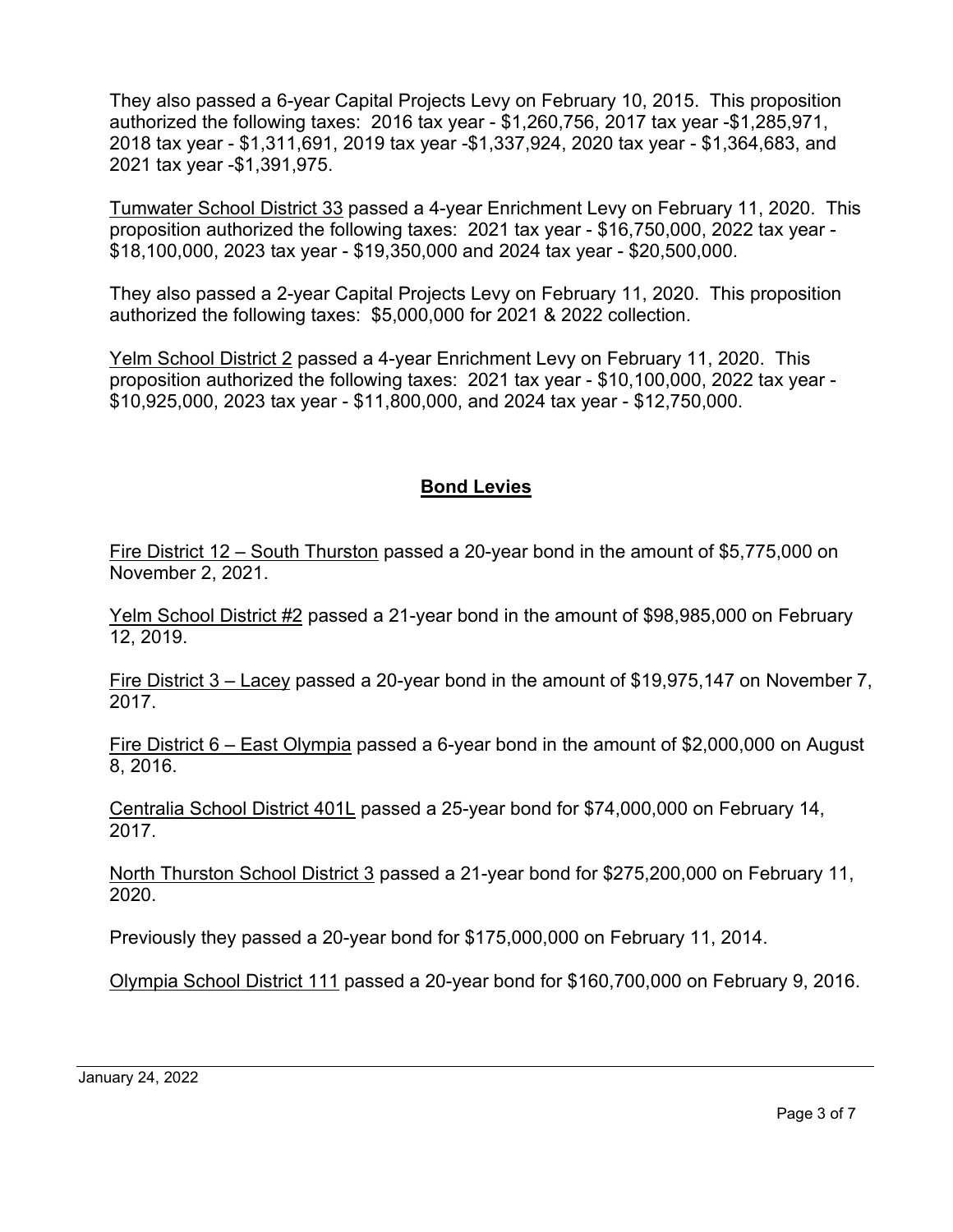They also passed a 6-year Capital Projects Levy on February 10, 2015. This proposition authorized the following taxes: 2016 tax year - $1,260,756, 2017 tax year -$1,285,971, 2018 tax year - $1,311,691, 2019 tax year -$1,337,924, 2020 tax year - $1,364,683, and 2021 tax year -$1,391,975.

Tumwater School District 33 passed a 4-year Enrichment Levy on February 11, 2020. This proposition authorized the following taxes: 2021 tax year - $16,750,000, 2022 tax year - $18,100,000, 2023 tax year - $19,350,000 and 2024 tax year - $20,500,000.

They also passed a 2-year Capital Projects Levy on February 11, 2020. This proposition authorized the following taxes: $5,000,000 for 2021 & 2022 collection.

Yelm School District 2 passed a 4-year Enrichment Levy on February 11, 2020. This proposition authorized the following taxes: 2021 tax year - $10,100,000, 2022 tax year - $10,925,000, 2023 tax year - $11,800,000, and 2024 tax year - $12,750,000.

## Bond Levies

Fire District 12 – South Thurston passed a 20-year bond in the amount of $5,775,000 on November 2, 2021.

Yelm School District #2 passed a 21-year bond in the amount of $98,985,000 on February 12, 2019.

Fire District 3 – Lacey passed a 20-year bond in the amount of $19,975,147 on November 7, 2017.

Fire District 6 – East Olympia passed a 6-year bond in the amount of $2,000,000 on August 8, 2016.

Centralia School District 401L passed a 25-year bond for $74,000,000 on February 14, 2017.

North Thurston School District 3 passed a 21-year bond for $275,200,000 on February 11, 2020.

Previously they passed a 20-year bond for $175,000,000 on February 11, 2014.

Olympia School District 111 passed a 20-year bond for $160,700,000 on February 9, 2016.

January 24, 2022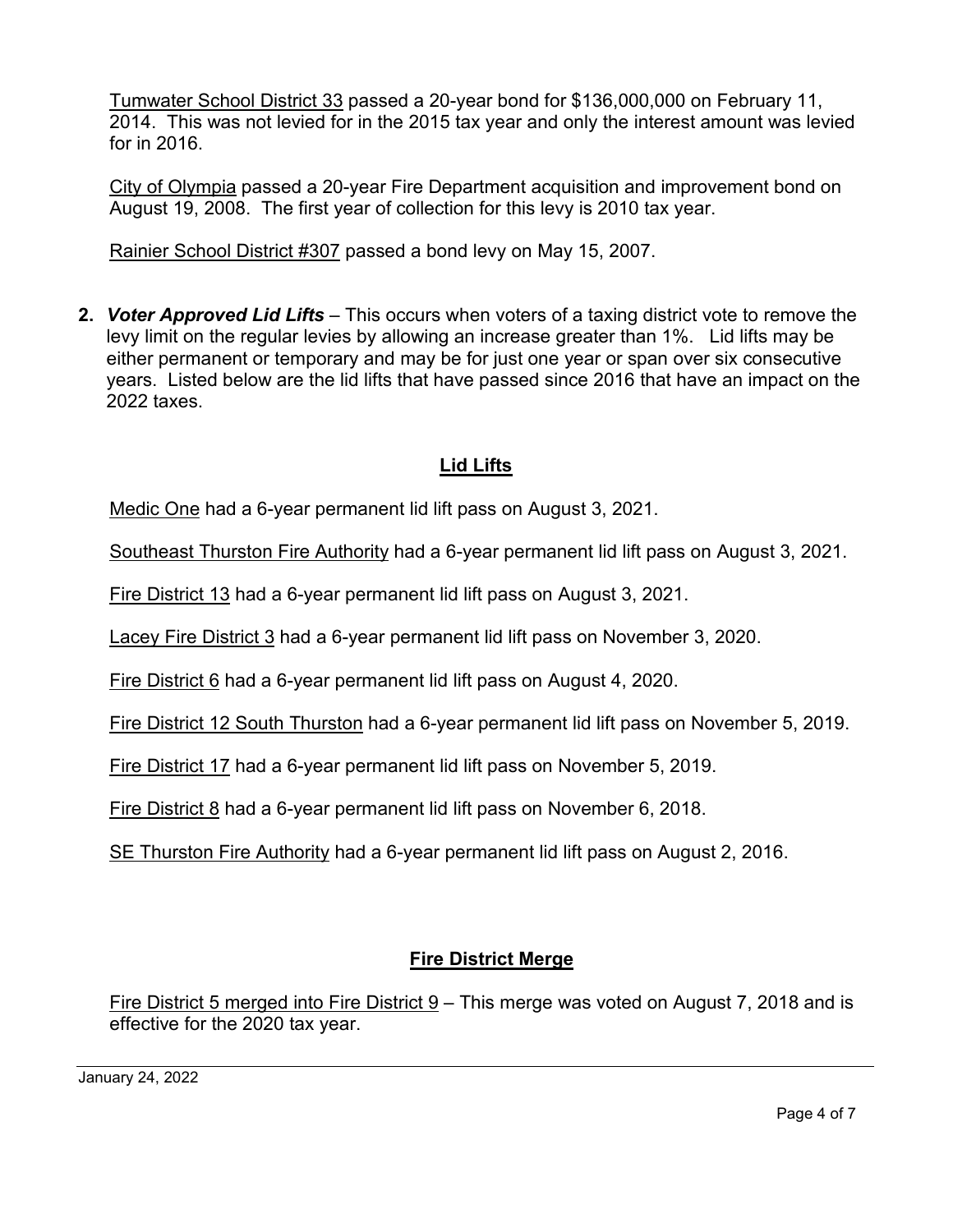Tumwater School District 33 passed a 20-year bond for $136,000,000 on February 11, 2014. This was not levied for in the 2015 tax year and only the interest amount was levied for in 2016.

City of Olympia passed a 20-year Fire Department acquisition and improvement bond on August 19, 2008. The first year of collection for this levy is 2010 tax year.

Rainier School District #307 passed a bond levy on May 15, 2007.

2. ***Voter Approved Lid Lifts*** – This occurs when voters of a taxing district vote to remove the levy limit on the regular levies by allowing an increase greater than 1%. Lid lifts may be either permanent or temporary and may be for just one year or span over six consecutive years. Listed below are the lid lifts that have passed since 2016 that have an impact on the 2022 taxes.

## Lid Lifts

Medic One had a 6-year permanent lid lift pass on August 3, 2021.

Southeast Thurston Fire Authority had a 6-year permanent lid lift pass on August 3, 2021.

Fire District 13 had a 6-year permanent lid lift pass on August 3, 2021.

Lacey Fire District 3 had a 6-year permanent lid lift pass on November 3, 2020.

Fire District 6 had a 6-year permanent lid lift pass on August 4, 2020.

Fire District 12 South Thurston had a 6-year permanent lid lift pass on November 5, 2019.

Fire District 17 had a 6-year permanent lid lift pass on November 5, 2019.

Fire District 8 had a 6-year permanent lid lift pass on November 6, 2018.

SE Thurston Fire Authority had a 6-year permanent lid lift pass on August 2, 2016.

## Fire District Merge

Fire District 5 merged into Fire District 9 – This merge was voted on August 7, 2018 and is effective for the 2020 tax year.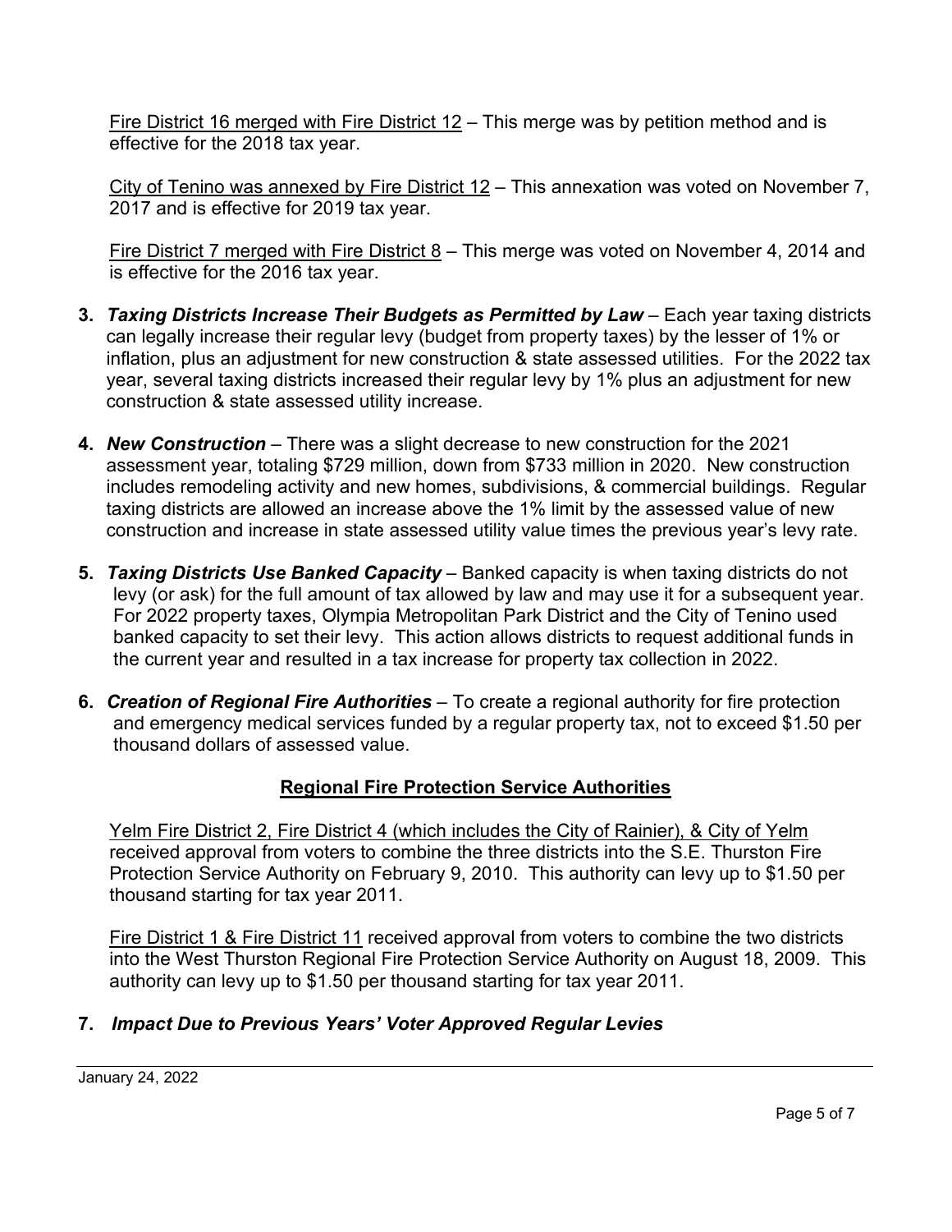<u>Fire District 16 merged with Fire District 12</u> – This merge was by petition method and is effective for the 2018 tax year.

<u>City of Tenino was annexed by Fire District 12</u> – This annexation was voted on November 7, 2017 and is effective for 2019 tax year.

<u>Fire District 7 merged with Fire District 8</u> – This merge was voted on November 4, 2014 and is effective for the 2016 tax year.

3. ***Taxing Districts Increase Their Budgets as Permitted by Law*** – Each year taxing districts can legally increase their regular levy (budget from property taxes) by the lesser of 1% or inflation, plus an adjustment for new construction & state assessed utilities. For the 2022 tax year, several taxing districts increased their regular levy by 1% plus an adjustment for new construction & state assessed utility increase.

4. ***New Construction*** – There was a slight decrease to new construction for the 2021 assessment year, totaling $729 million, down from $733 million in 2020. New construction includes remodeling activity and new homes, subdivisions, & commercial buildings. Regular taxing districts are allowed an increase above the 1% limit by the assessed value of new construction and increase in state assessed utility value times the previous year's levy rate.

5. ***Taxing Districts Use Banked Capacity*** – Banked capacity is when taxing districts do not levy (or ask) for the full amount of tax allowed by law and may use it for a subsequent year. For 2022 property taxes, Olympia Metropolitan Park District and the City of Tenino used banked capacity to set their levy. This action allows districts to request additional funds in the current year and resulted in a tax increase for property tax collection in 2022.

6. ***Creation of Regional Fire Authorities*** – To create a regional authority for fire protection and emergency medical services funded by a regular property tax, not to exceed $1.50 per thousand dollars of assessed value.

## <u>Regional Fire Protection Service Authorities</u>

<u>Yelm Fire District 2, Fire District 4 (which includes the City of Rainier), & City of Yelm</u> received approval from voters to combine the three districts into the S.E. Thurston Fire Protection Service Authority on February 9, 2010. This authority can levy up to $1.50 per thousand starting for tax year 2011.

<u>Fire District 1 & Fire District 11</u> received approval from voters to combine the two districts into the West Thurston Regional Fire Protection Service Authority on August 18, 2009. This authority can levy up to $1.50 per thousand starting for tax year 2011.

7. ***Impact Due to Previous Years' Voter Approved Regular Levies***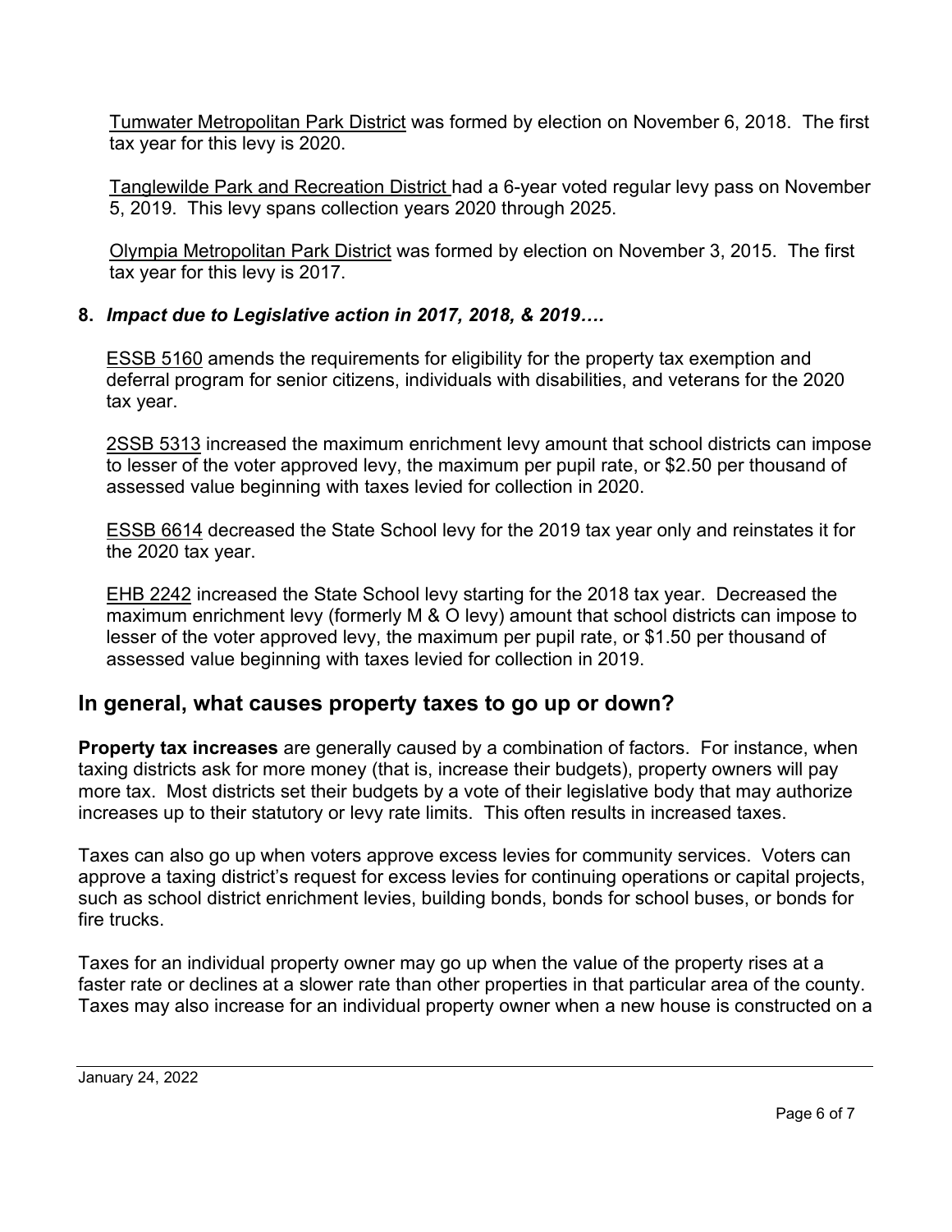Tumwater Metropolitan Park District was formed by election on November 6, 2018. The first tax year for this levy is 2020.

Tanglewilde Park and Recreation District had a 6-year voted regular levy pass on November 5, 2019. This levy spans collection years 2020 through 2025.

Olympia Metropolitan Park District was formed by election on November 3, 2015. The first tax year for this levy is 2017.

**8.** ***Impact due to Legislative action in 2017, 2018, & 2019….***

ESSB 5160 amends the requirements for eligibility for the property tax exemption and deferral program for senior citizens, individuals with disabilities, and veterans for the 2020 tax year.

2SSB 5313 increased the maximum enrichment levy amount that school districts can impose to lesser of the voter approved levy, the maximum per pupil rate, or $2.50 per thousand of assessed value beginning with taxes levied for collection in 2020.

ESSB 6614 decreased the State School levy for the 2019 tax year only and reinstates it for the 2020 tax year.

EHB 2242 increased the State School levy starting for the 2018 tax year. Decreased the maximum enrichment levy (formerly M & O levy) amount that school districts can impose to lesser of the voter approved levy, the maximum per pupil rate, or $1.50 per thousand of assessed value beginning with taxes levied for collection in 2019.

## In general, what causes property taxes to go up or down?

**Property tax increases** are generally caused by a combination of factors. For instance, when taxing districts ask for more money (that is, increase their budgets), property owners will pay more tax. Most districts set their budgets by a vote of their legislative body that may authorize increases up to their statutory or levy rate limits. This often results in increased taxes.

Taxes can also go up when voters approve excess levies for community services. Voters can approve a taxing district's request for excess levies for continuing operations or capital projects, such as school district enrichment levies, building bonds, bonds for school buses, or bonds for fire trucks.

Taxes for an individual property owner may go up when the value of the property rises at a faster rate or declines at a slower rate than other properties in that particular area of the county. Taxes may also increase for an individual property owner when a new house is constructed on a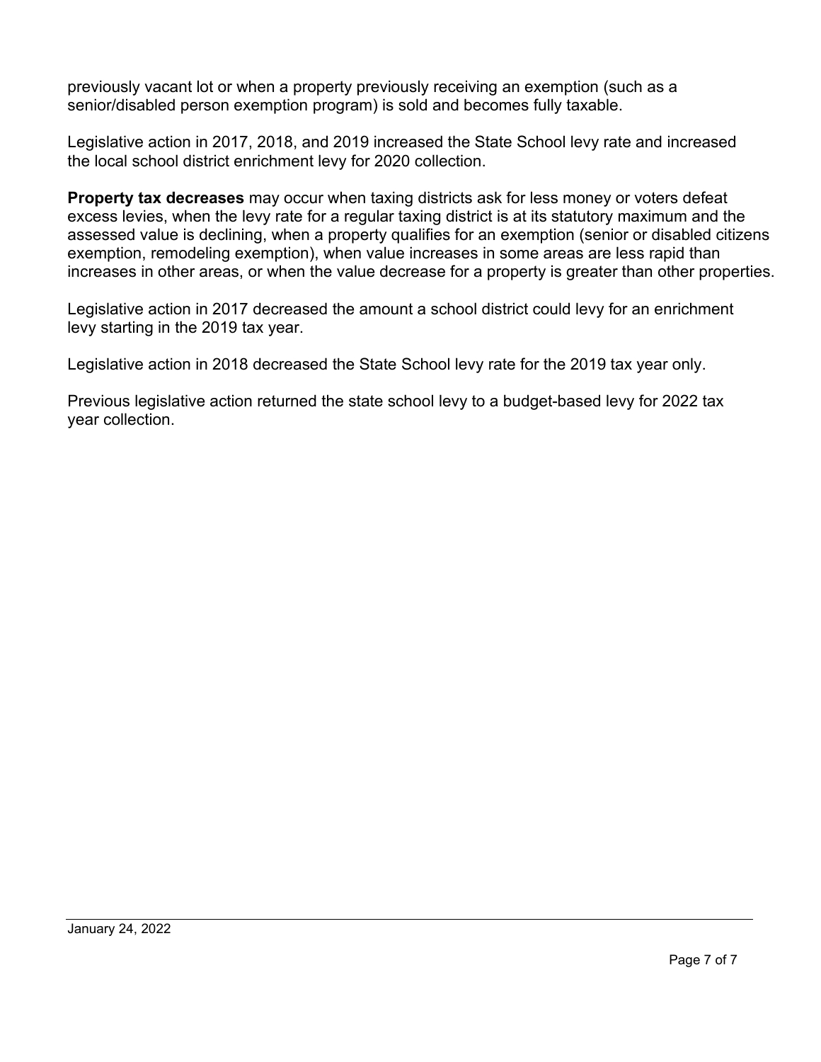previously vacant lot or when a property previously receiving an exemption (such as a senior/disabled person exemption program) is sold and becomes fully taxable.

Legislative action in 2017, 2018, and 2019 increased the State School levy rate and increased the local school district enrichment levy for 2020 collection.

**Property tax decreases** may occur when taxing districts ask for less money or voters defeat excess levies, when the levy rate for a regular taxing district is at its statutory maximum and the assessed value is declining, when a property qualifies for an exemption (senior or disabled citizens exemption, remodeling exemption), when value increases in some areas are less rapid than increases in other areas, or when the value decrease for a property is greater than other properties.

Legislative action in 2017 decreased the amount a school district could levy for an enrichment levy starting in the 2019 tax year.

Legislative action in 2018 decreased the State School levy rate for the 2019 tax year only.

Previous legislative action returned the state school levy to a budget-based levy for 2022 tax year collection.